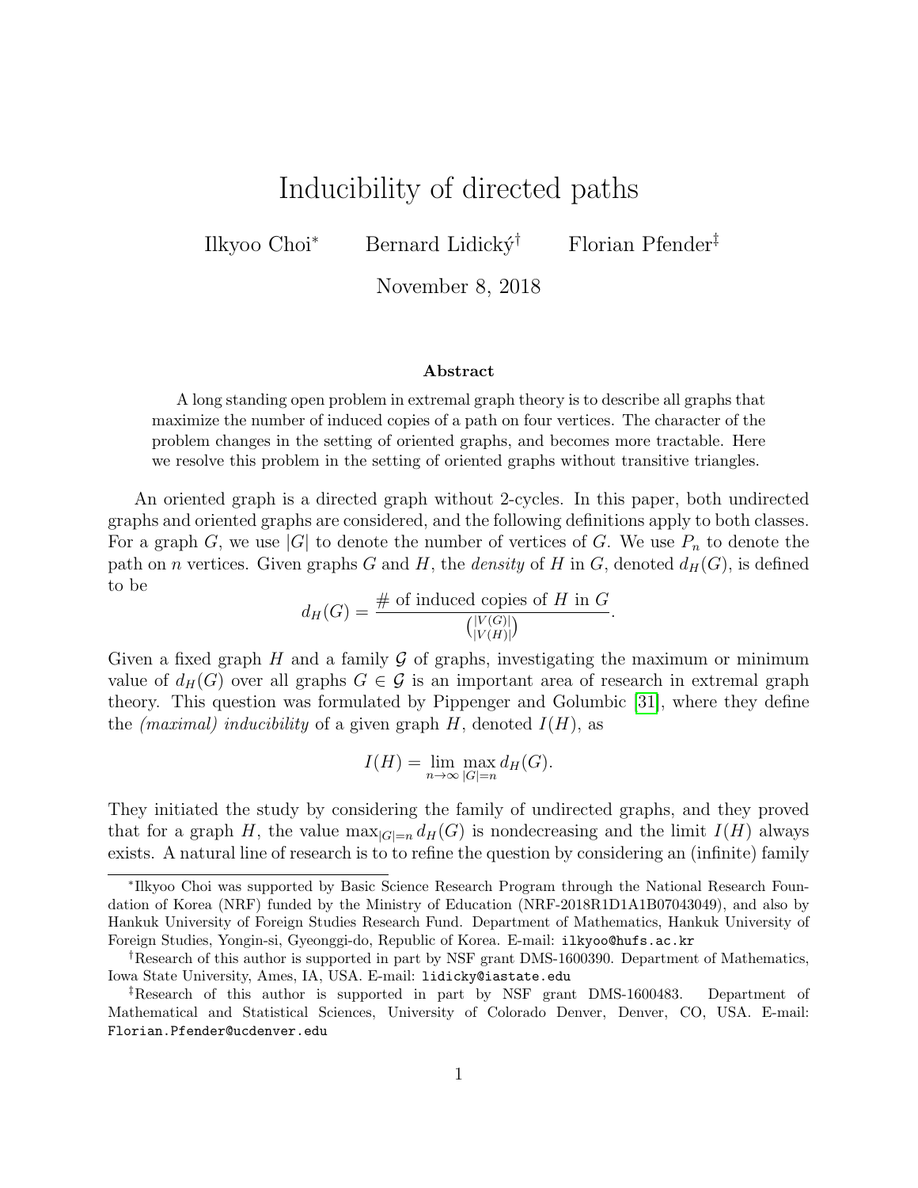# Inducibility of directed paths

Ilkyoo Choi[*] Bernard Lidický[†] Florian Pfender[‡]

November 8, 2018

### Abstract

A long standing open problem in extremal graph theory is to describe all graphs that maximize the number of induced copies of a path on four vertices. The character of the problem changes in the setting of oriented graphs, and becomes more tractable. Here we resolve this problem in the setting of oriented graphs without transitive triangles.

An oriented graph is a directed graph without 2-cycles. In this paper, both undirected graphs and oriented graphs are considered, and the following definitions apply to both classes. For a graph $G$, we use $|G|$ to denote the number of vertices of $G$. We use $P_n$ to denote the path on $n$ vertices. Given graphs $G$ and $H$, the *density* of $H$ in $G$, denoted $d_H(G)$, is defined to be

$$d_H(G) = \frac{\text{\# of induced copies of } H \text{ in } G}{\binom{|V(G)|}{|V(H)|}}.$$

Given a fixed graph $H$ and a family $\mathcal{G}$ of graphs, investigating the maximum or minimum value of $d_H(G)$ over all graphs $G \in \mathcal{G}$ is an important area of research in extremal graph theory. This question was formulated by Pippenger and Golumbic [31], where they define the *(maximal) inducibility* of a given graph $H$, denoted $I(H)$, as

$$I(H) = \lim_{n\to\infty} \max_{|G|=n} d_H(G).$$

They initiated the study by considering the family of undirected graphs, and they proved that for a graph $H$, the value $\max_{|G|=n} d_H(G)$ is nondecreasing and the limit $I(H)$ always exists. A natural line of research is to to refine the question by considering an (infinite) family

---

[*]Ilkyoo Choi was supported by Basic Science Research Program through the National Research Foundation of Korea (NRF) funded by the Ministry of Education (NRF-2018R1D1A1B07043049), and also by Hankuk University of Foreign Studies Research Fund. Department of Mathematics, Hankuk University of Foreign Studies, Yongin-si, Gyeonggi-do, Republic of Korea. E-mail: ilkyoo@hufs.ac.kr

[†]Research of this author is supported in part by NSF grant DMS-1600390. Department of Mathematics, Iowa State University, Ames, IA, USA. E-mail: lidicky@iastate.edu

[‡]Research of this author is supported in part by NSF grant DMS-1600483. Department of Mathematical and Statistical Sciences, University of Colorado Denver, Denver, CO, USA. E-mail: Florian.Pfender@ucdenver.edu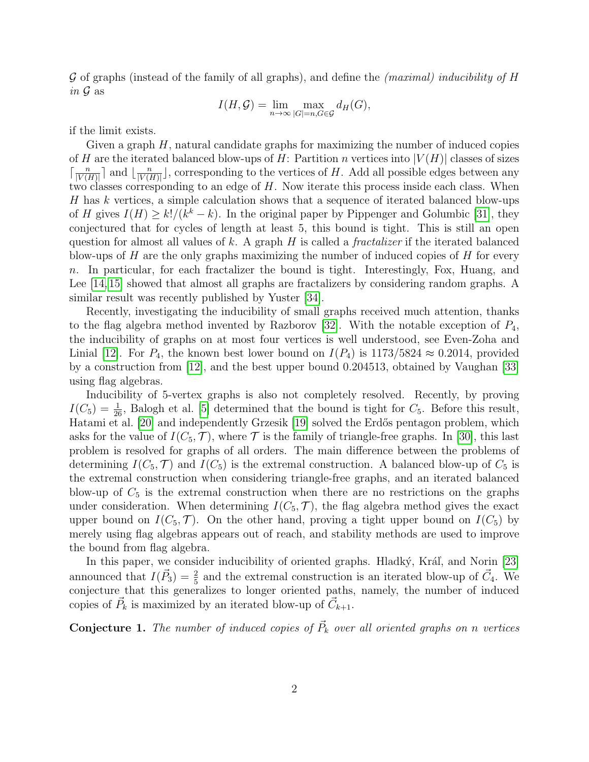$\mathcal{G}$ of graphs (instead of the family of all graphs), and define the *(maximal) inducibility of $H$ in $\mathcal{G}$* as

$$I(H,\mathcal{G}) = \lim_{n\to\infty} \max_{|G|=n, G\in\mathcal{G}} d_H(G),$$

if the limit exists.

Given a graph $H$, natural candidate graphs for maximizing the number of induced copies of $H$ are the iterated balanced blow-ups of $H$: Partition $n$ vertices into $|V(H)|$ classes of sizes $\lceil \frac{n}{|V(H)|} \rceil$ and $\lfloor \frac{n}{|V(H)|} \rfloor$, corresponding to the vertices of $H$. Add all possible edges between any two classes corresponding to an edge of $H$. Now iterate this process inside each class. When $H$ has $k$ vertices, a simple calculation shows that a sequence of iterated balanced blow-ups of $H$ gives $I(H) \geq k!/(k^k - k)$. In the original paper by Pippenger and Golumbic [31], they conjectured that for cycles of length at least 5, this bound is tight. This is still an open question for almost all values of $k$. A graph $H$ is called a *fractalizer* if the iterated balanced blow-ups of $H$ are the only graphs maximizing the number of induced copies of $H$ for every $n$. In particular, for each fractalizer the bound is tight. Interestingly, Fox, Huang, and Lee [14,15] showed that almost all graphs are fractalizers by considering random graphs. A similar result was recently published by Yuster [34].

Recently, investigating the inducibility of small graphs received much attention, thanks to the flag algebra method invented by Razborov [32]. With the notable exception of $P_4$, the inducibility of graphs on at most four vertices is well understood, see Even-Zoha and Linial [12]. For $P_4$, the known best lower bound on $I(P_4)$ is $1173/5824 \approx 0.2014$, provided by a construction from [12], and the best upper bound 0.204513, obtained by Vaughan [33] using flag algebras.

Inducibility of 5-vertex graphs is also not completely resolved. Recently, by proving $I(C_5) = \frac{1}{26}$, Balogh et al. [5] determined that the bound is tight for $C_5$. Before this result, Hatami et al. [20] and independently Grzesik [19] solved the Erdős pentagon problem, which asks for the value of $I(C_5, \mathcal{T})$, where $\mathcal{T}$ is the family of triangle-free graphs. In [30], this last problem is resolved for graphs of all orders. The main difference between the problems of determining $I(C_5, \mathcal{T})$ and $I(C_5)$ is the extremal construction. A balanced blow-up of $C_5$ is the extremal construction when considering triangle-free graphs, and an iterated balanced blow-up of $C_5$ is the extremal construction when there are no restrictions on the graphs under consideration. When determining $I(C_5, \mathcal{T})$, the flag algebra method gives the exact upper bound on $I(C_5, \mathcal{T})$. On the other hand, proving a tight upper bound on $I(C_5)$ by merely using flag algebras appears out of reach, and stability methods are used to improve the bound from flag algebra.

In this paper, we consider inducibility of oriented graphs. Hladký, Kráľ, and Norin [23] announced that $I(\vec{P}_3) = \frac{2}{5}$ and the extremal construction is an iterated blow-up of $\vec{C}_4$. We conjecture that this generalizes to longer oriented paths, namely, the number of induced copies of $\vec{P}_k$ is maximized by an iterated blow-up of $\vec{C}_{k+1}$.

**Conjecture 1.** *The number of induced copies of $\vec{P}_k$ over all oriented graphs on $n$ vertices*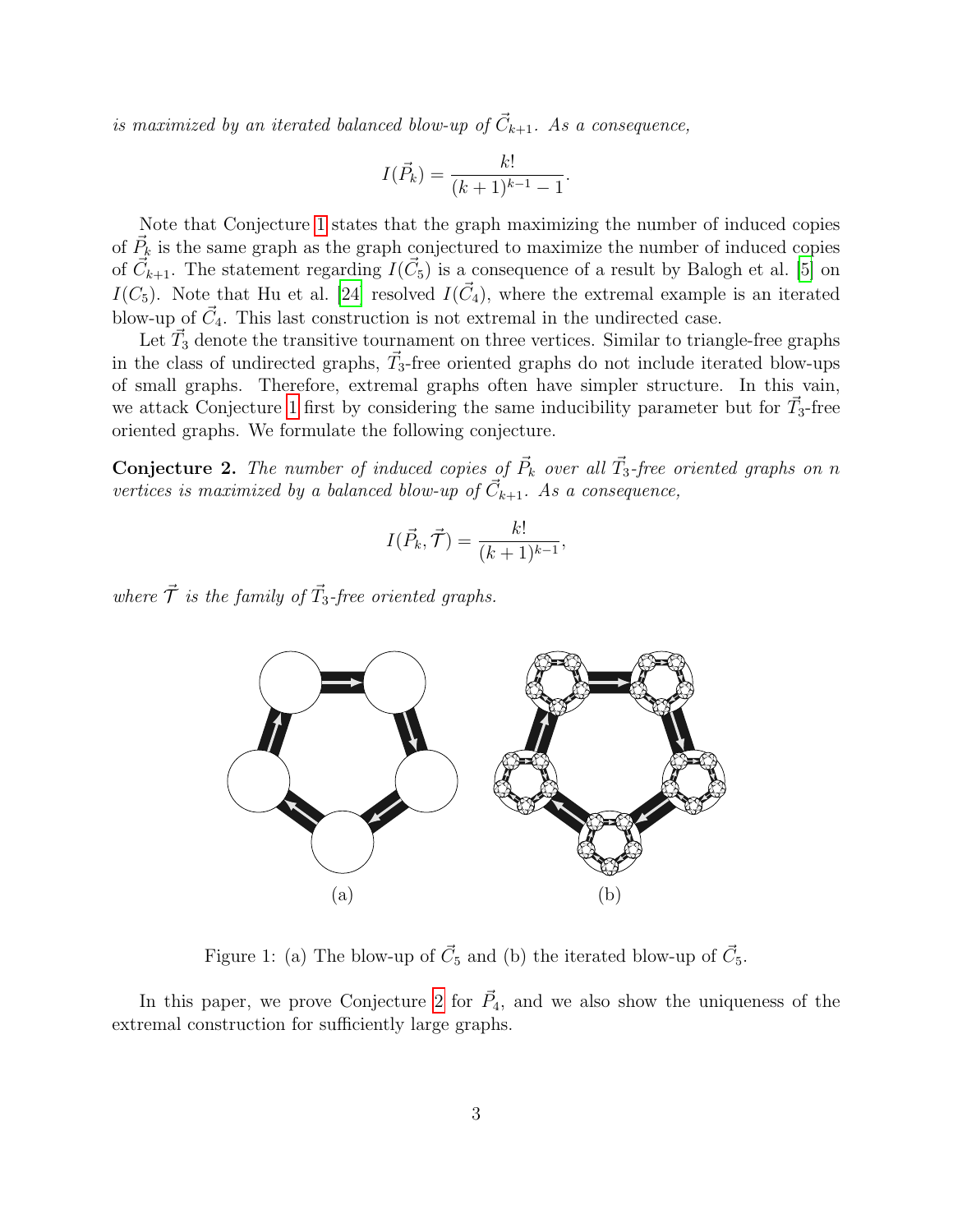*is maximized by an iterated balanced blow-up of $\vec{C}_{k+1}$. As a consequence,*

$$I(\vec{P}_k) = \frac{k!}{(k+1)^{k-1} - 1}.$$

Note that Conjecture 1 states that the graph maximizing the number of induced copies of $\vec{P}_k$ is the same graph as the graph conjectured to maximize the number of induced copies of $\vec{C}_{k+1}$. The statement regarding $I(\vec{C}_5)$ is a consequence of a result by Balogh et al. [5] on $I(C_5)$. Note that Hu et al. [24] resolved $I(\vec{C}_4)$, where the extremal example is an iterated blow-up of $\vec{C}_4$. This last construction is not extremal in the undirected case.

Let $\vec{T}_3$ denote the transitive tournament on three vertices. Similar to triangle-free graphs in the class of undirected graphs, $\vec{T}_3$-free oriented graphs do not include iterated blow-ups of small graphs. Therefore, extremal graphs often have simpler structure. In this vain, we attack Conjecture 1 first by considering the same inducibility parameter but for $\vec{T}_3$-free oriented graphs. We formulate the following conjecture.

**Conjecture 2.** *The number of induced copies of $\vec{P}_k$ over all $\vec{T}_3$-free oriented graphs on $n$ vertices is maximized by a balanced blow-up of $\vec{C}_{k+1}$. As a consequence,*

$$I(\vec{P}_k, \vec{\mathcal{T}}) = \frac{k!}{(k+1)^{k-1}},$$

*where $\vec{\mathcal{T}}$ is the family of $\vec{T}_3$-free oriented graphs.*

Figure 1: (a) The blow-up of $\vec{C}_5$ and (b) the iterated blow-up of $\vec{C}_5$.

In this paper, we prove Conjecture 2 for $\vec{P}_4$, and we also show the uniqueness of the extremal construction for sufficiently large graphs.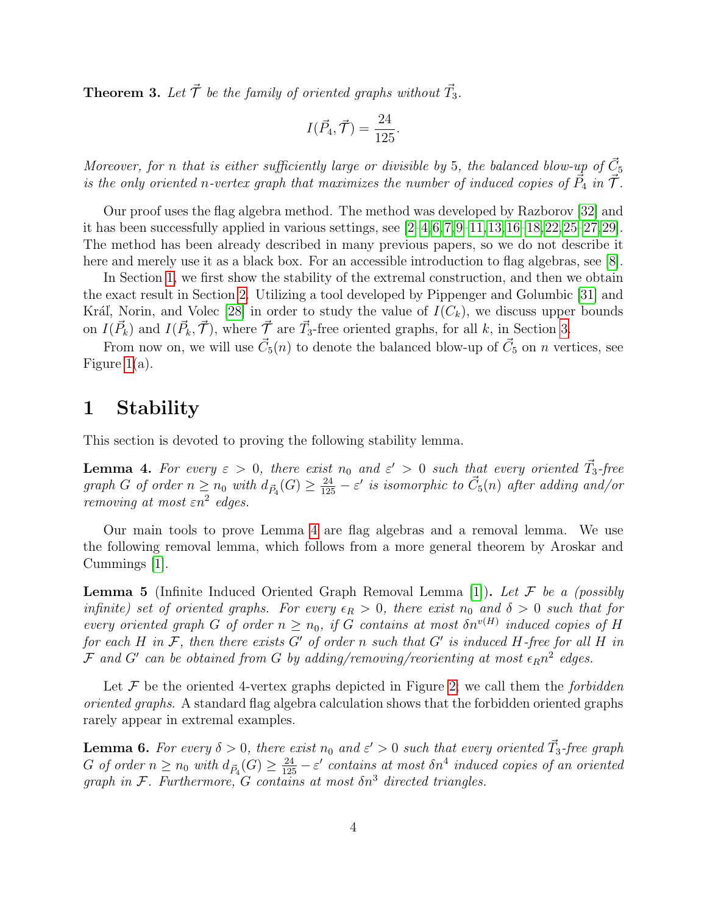**Theorem 3.** *Let $\vec{\mathcal{T}}$ be the family of oriented graphs without $\vec{T}_3$.*

$$I(\vec{P}_4, \vec{\mathcal{T}}) = \frac{24}{125}.$$

*Moreover, for $n$ that is either sufficiently large or divisible by 5, the balanced blow-up of $\vec{C}_5$ is the only oriented $n$-vertex graph that maximizes the number of induced copies of $\vec{P}_4$ in $\vec{\mathcal{T}}$.*

Our proof uses the flag algebra method. The method was developed by Razborov [32] and it has been successfully applied in various settings, see [2–4,6,7,9–11,13,16–18,22,25–27,29]. The method has been already described in many previous papers, so we do not describe it here and merely use it as a black box. For an accessible introduction to flag algebras, see [8].

In Section 1, we first show the stability of the extremal construction, and then we obtain the exact result in Section 2. Utilizing a tool developed by Pippenger and Golumbic [31] and Kráľ, Norin, and Volec [28] in order to study the value of $I(C_k)$, we discuss upper bounds on $I(\vec{P}_k)$ and $I(\vec{P}_k, \vec{\mathcal{T}})$, where $\vec{\mathcal{T}}$ are $\vec{T}_3$-free oriented graphs, for all $k$, in Section 3.

From now on, we will use $\vec{C}_5(n)$ to denote the balanced blow-up of $\vec{C}_5$ on $n$ vertices, see Figure 1(a).

# 1 Stability

This section is devoted to proving the following stability lemma.

**Lemma 4.** *For every $\varepsilon > 0$, there exist $n_0$ and $\varepsilon' > 0$ such that every oriented $\vec{T}_3$-free graph $G$ of order $n \geq n_0$ with $d_{\vec{P}_4}(G) \geq \frac{24}{125} - \varepsilon'$ is isomorphic to $\vec{C}_5(n)$ after adding and/or removing at most $\varepsilon n^2$ edges.*

Our main tools to prove Lemma 4 are flag algebras and a removal lemma. We use the following removal lemma, which follows from a more general theorem by Aroskar and Cummings [1].

**Lemma 5** (Infinite Induced Oriented Graph Removal Lemma [1])**.** *Let $\mathcal{F}$ be a (possibly infinite) set of oriented graphs. For every $\epsilon_R > 0$, there exist $n_0$ and $\delta > 0$ such that for every oriented graph $G$ of order $n \geq n_0$, if $G$ contains at most $\delta n^{v(H)}$ induced copies of $H$ for each $H$ in $\mathcal{F}$, then there exists $G'$ of order $n$ such that $G'$ is induced $H$-free for all $H$ in $\mathcal{F}$ and $G'$ can be obtained from $G$ by adding/removing/reorienting at most $\epsilon_R n^2$ edges.*

Let $\mathcal{F}$ be the oriented 4-vertex graphs depicted in Figure 2; we call them the *forbidden oriented graphs*. A standard flag algebra calculation shows that the forbidden oriented graphs rarely appear in extremal examples.

**Lemma 6.** *For every $\delta > 0$, there exist $n_0$ and $\varepsilon' > 0$ such that every oriented $\vec{T}_3$-free graph $G$ of order $n \geq n_0$ with $d_{\vec{P}_4}(G) \geq \frac{24}{125} - \varepsilon'$ contains at most $\delta n^4$ induced copies of an oriented graph in $\mathcal{F}$. Furthermore, $G$ contains at most $\delta n^3$ directed triangles.*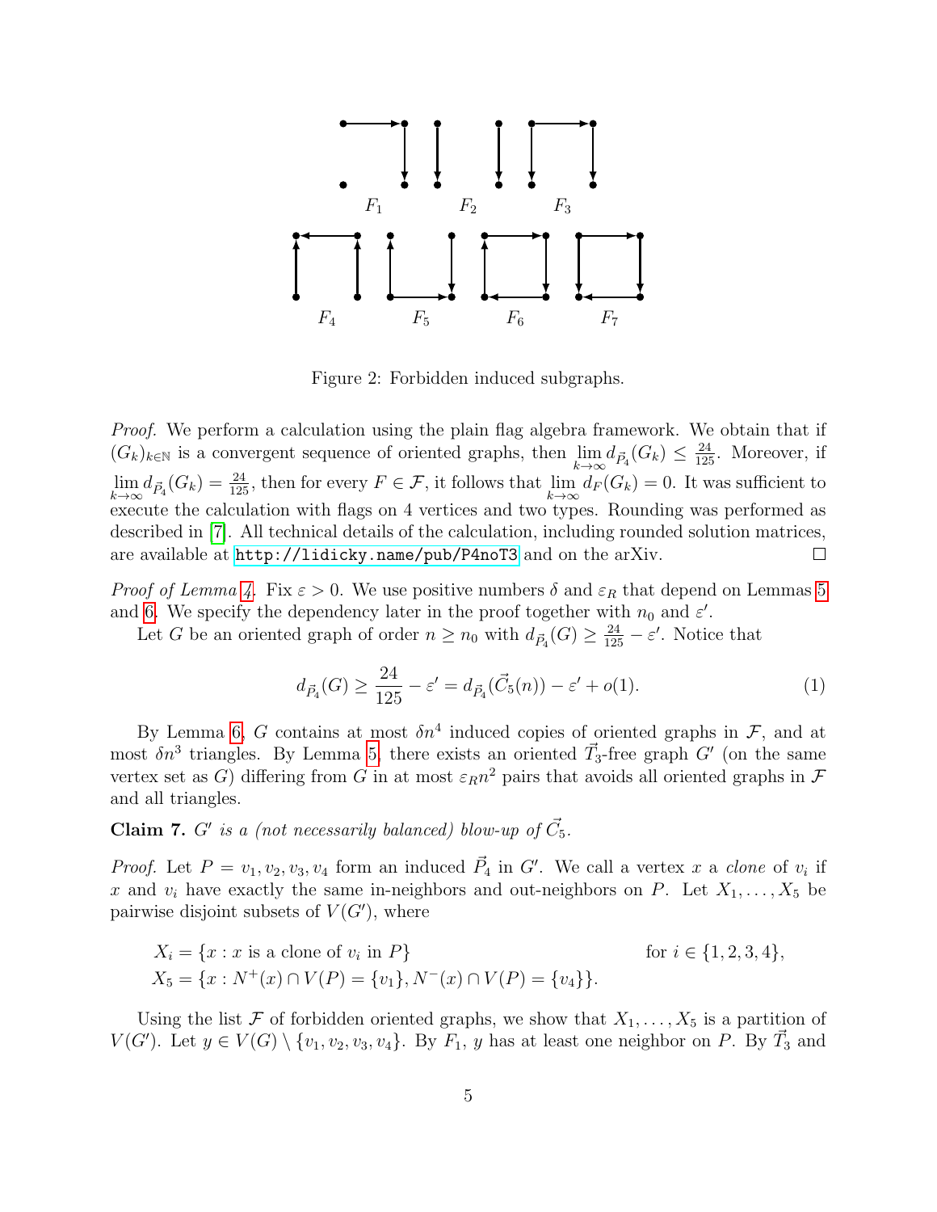Figure 2: Forbidden induced subgraphs.

*Proof.* We perform a calculation using the plain flag algebra framework. We obtain that if $(G_k)_{k\in\mathbb{N}}$ is a convergent sequence of oriented graphs, then $\lim_{k\to\infty} d_{\vec{P}_4}(G_k) \le \frac{24}{125}$. Moreover, if $\lim_{k\to\infty} d_{\vec{P}_4}(G_k) = \frac{24}{125}$, then for every $F \in \mathcal{F}$, it follows that $\lim_{k\to\infty} d_F(G_k) = 0$. It was sufficient to execute the calculation with flags on 4 vertices and two types. Rounding was performed as described in [7]. All technical details of the calculation, including rounded solution matrices, are available at http://lidicky.name/pub/P4noT3 and on the arXiv. □

*Proof of Lemma 4.* Fix $\varepsilon > 0$. We use positive numbers $\delta$ and $\varepsilon_R$ that depend on Lemmas 5 and 6. We specify the dependency later in the proof together with $n_0$ and $\varepsilon'$.

Let $G$ be an oriented graph of order $n \ge n_0$ with $d_{\vec{P}_4}(G) \ge \frac{24}{125} - \varepsilon'$. Notice that

$$d_{\vec{P}_4}(G) \ge \frac{24}{125} - \varepsilon' = d_{\vec{P}_4}(\vec{C}_5(n)) - \varepsilon' + o(1). \tag{1}$$

By Lemma 6, $G$ contains at most $\delta n^4$ induced copies of oriented graphs in $\mathcal{F}$, and at most $\delta n^3$ triangles. By Lemma 5, there exists an oriented $\vec{T}_3$-free graph $G'$ (on the same vertex set as $G$) differing from $G$ in at most $\varepsilon_R n^2$ pairs that avoids all oriented graphs in $\mathcal{F}$ and all triangles.

**Claim 7.** *$G'$ is a (not necessarily balanced) blow-up of $\vec{C}_5$.*

*Proof.* Let $P = v_1, v_2, v_3, v_4$ form an induced $\vec{P}_4$ in $G'$. We call a vertex $x$ a *clone* of $v_i$ if $x$ and $v_i$ have exactly the same in-neighbors and out-neighbors on $P$. Let $X_1, \ldots, X_5$ be pairwise disjoint subsets of $V(G')$, where

$$\begin{aligned} X_i &= \{x : x \text{ is a clone of } v_i \text{ in } P\} && \text{for } i \in \{1,2,3,4\},\\ X_5 &= \{x : N^+(x) \cap V(P) = \{v_1\}, N^-(x) \cap V(P) = \{v_4\}\}. \end{aligned}$$

Using the list $\mathcal{F}$ of forbidden oriented graphs, we show that $X_1, \ldots, X_5$ is a partition of $V(G')$. Let $y \in V(G) \setminus \{v_1, v_2, v_3, v_4\}$. By $F_1$, $y$ has at least one neighbor on $P$. By $\vec{T}_3$ and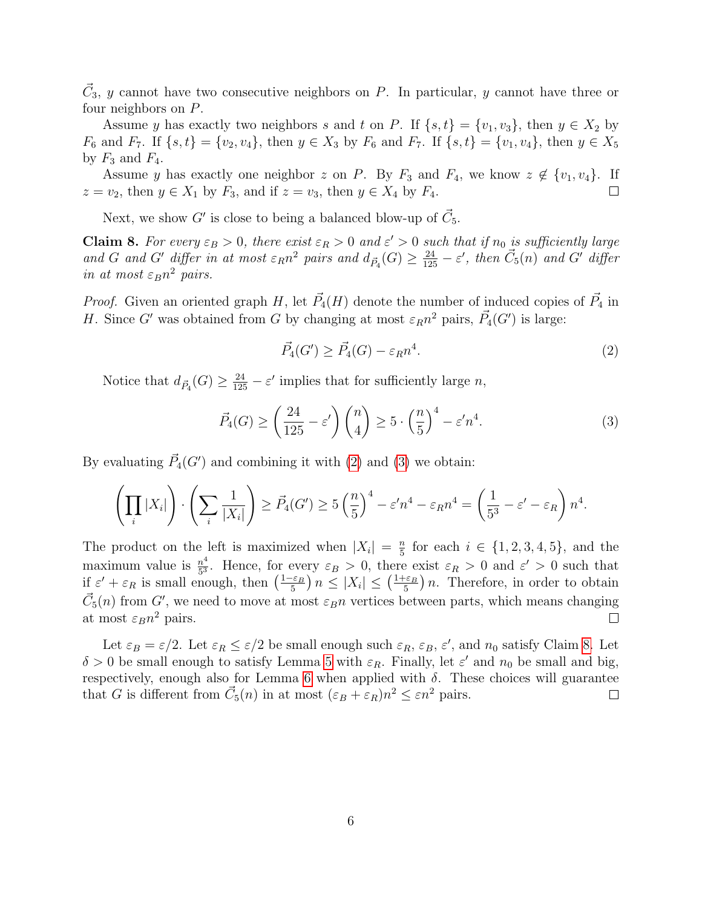$\vec{C}_3$, $y$ cannot have two consecutive neighbors on $P$. In particular, $y$ cannot have three or four neighbors on $P$.

Assume $y$ has exactly two neighbors $s$ and $t$ on $P$. If $\{s,t\} = \{v_1, v_3\}$, then $y \in X_2$ by $F_6$ and $F_7$. If $\{s,t\} = \{v_2, v_4\}$, then $y \in X_3$ by $F_6$ and $F_7$. If $\{s,t\} = \{v_1, v_4\}$, then $y \in X_5$ by $F_3$ and $F_4$.

Assume $y$ has exactly one neighbor $z$ on $P$. By $F_3$ and $F_4$, we know $z \notin \{v_1, v_4\}$. If $z = v_2$, then $y \in X_1$ by $F_3$, and if $z = v_3$, then $y \in X_4$ by $F_4$. $\square$

Next, we show $G'$ is close to being a balanced blow-up of $\vec{C}_5$.

**Claim 8.** *For every $\varepsilon_B > 0$, there exist $\varepsilon_R > 0$ and $\varepsilon' > 0$ such that if $n_0$ is sufficiently large and $G$ and $G'$ differ in at most $\varepsilon_R n^2$ pairs and $d_{\vec{P}_4}(G) \geq \frac{24}{125} - \varepsilon'$, then $\vec{C}_5(n)$ and $G'$ differ in at most $\varepsilon_B n^2$ pairs.*

*Proof.* Given an oriented graph $H$, let $\vec{P}_4(H)$ denote the number of induced copies of $\vec{P}_4$ in $H$. Since $G'$ was obtained from $G$ by changing at most $\varepsilon_R n^2$ pairs, $\vec{P}_4(G')$ is large:

$$\vec{P}_4(G') \geq \vec{P}_4(G) - \varepsilon_R n^4. \tag{2}$$

Notice that $d_{\vec{P}_4}(G) \geq \frac{24}{125} - \varepsilon'$ implies that for sufficiently large $n$,

$$\vec{P}_4(G) \geq \left(\frac{24}{125} - \varepsilon'\right)\binom{n}{4} \geq 5 \cdot \left(\frac{n}{5}\right)^4 - \varepsilon' n^4. \tag{3}$$

By evaluating $\vec{P}_4(G')$ and combining it with (2) and (3) we obtain:

$$\left(\prod_i |X_i|\right) \cdot \left(\sum_i \frac{1}{|X_i|}\right) \geq \vec{P}_4(G') \geq 5\left(\frac{n}{5}\right)^4 - \varepsilon' n^4 - \varepsilon_R n^4 = \left(\frac{1}{5^3} - \varepsilon' - \varepsilon_R\right) n^4.$$

The product on the left is maximized when $|X_i| = \frac{n}{5}$ for each $i \in \{1,2,3,4,5\}$, and the maximum value is $\frac{n^4}{5^3}$. Hence, for every $\varepsilon_B > 0$, there exist $\varepsilon_R > 0$ and $\varepsilon' > 0$ such that if $\varepsilon' + \varepsilon_R$ is small enough, then $\left(\frac{1-\varepsilon_B}{5}\right) n \leq |X_i| \leq \left(\frac{1+\varepsilon_B}{5}\right) n$. Therefore, in order to obtain $\vec{C}_5(n)$ from $G'$, we need to move at most $\varepsilon_B n$ vertices between parts, which means changing at most $\varepsilon_B n^2$ pairs. $\square$

Let $\varepsilon_B = \varepsilon/2$. Let $\varepsilon_R \leq \varepsilon/2$ be small enough such $\varepsilon_R$, $\varepsilon_B$, $\varepsilon'$, and $n_0$ satisfy Claim 8. Let $\delta > 0$ be small enough to satisfy Lemma 5 with $\varepsilon_R$. Finally, let $\varepsilon'$ and $n_0$ be small and big, respectively, enough also for Lemma 6 when applied with $\delta$. These choices will guarantee that $G$ is different from $\vec{C}_5(n)$ in at most $(\varepsilon_B + \varepsilon_R)n^2 \leq \varepsilon n^2$ pairs. $\square$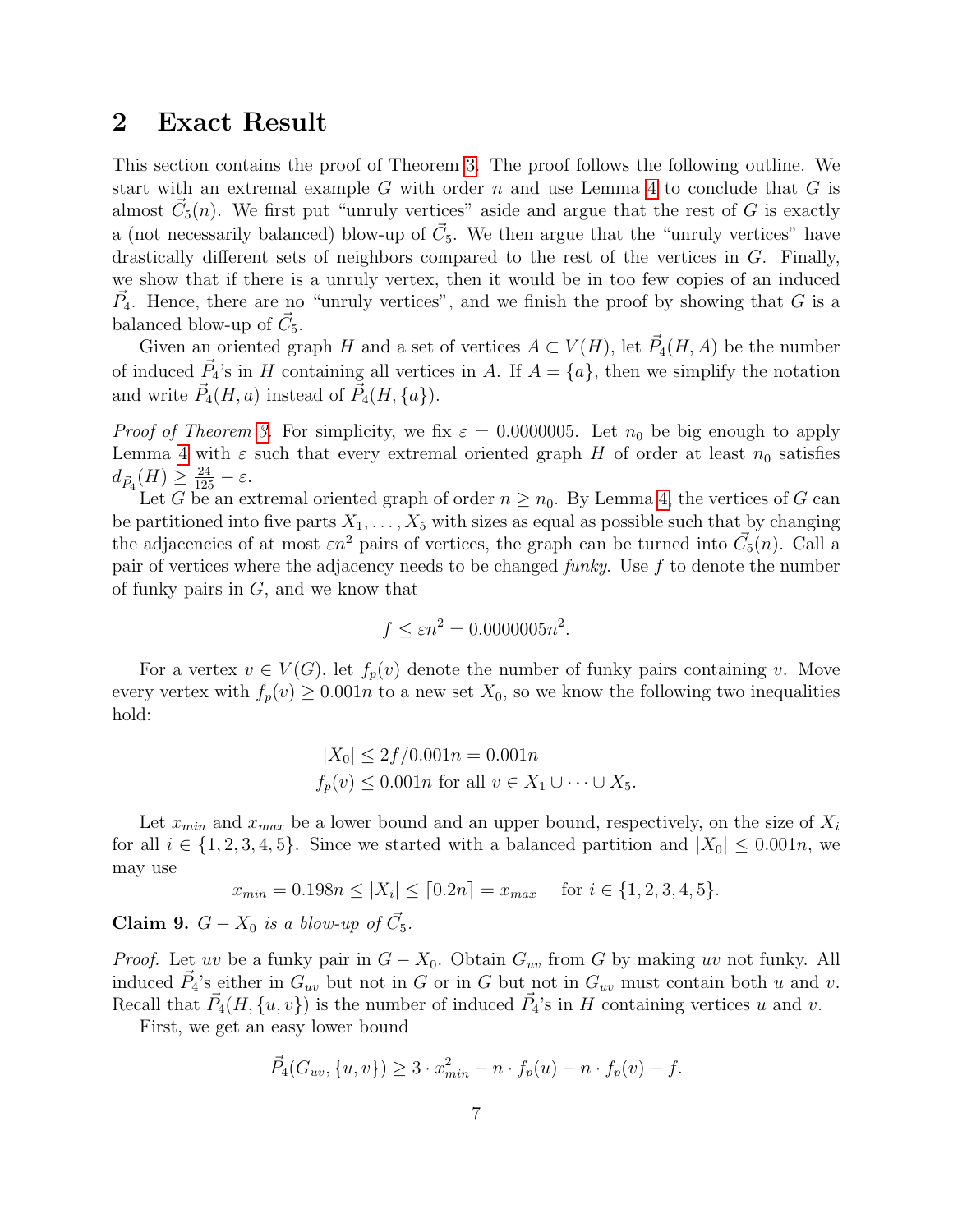## 2 Exact Result

This section contains the proof of Theorem 3. The proof follows the following outline. We start with an extremal example $G$ with order $n$ and use Lemma 4 to conclude that $G$ is almost $\vec{C}_5(n)$. We first put "unruly vertices" aside and argue that the rest of $G$ is exactly a (not necessarily balanced) blow-up of $\vec{C}_5$. We then argue that the "unruly vertices" have drastically different sets of neighbors compared to the rest of the vertices in $G$. Finally, we show that if there is a unruly vertex, then it would be in too few copies of an induced $\vec{P}_4$. Hence, there are no "unruly vertices", and we finish the proof by showing that $G$ is a balanced blow-up of $\vec{C}_5$.

Given an oriented graph $H$ and a set of vertices $A \subset V(H)$, let $\vec{P}_4(H, A)$ be the number of induced $\vec{P}_4$'s in $H$ containing all vertices in $A$. If $A = \{a\}$, then we simplify the notation and write $\vec{P}_4(H, a)$ instead of $\vec{P}_4(H, \{a\})$.

*Proof of Theorem 3.* For simplicity, we fix $\varepsilon = 0.0000005$. Let $n_0$ be big enough to apply Lemma 4 with $\varepsilon$ such that every extremal oriented graph $H$ of order at least $n_0$ satisfies $d_{\vec{P}_4}(H) \geq \frac{24}{125} - \varepsilon$.

Let $G$ be an extremal oriented graph of order $n \geq n_0$. By Lemma 4, the vertices of $G$ can be partitioned into five parts $X_1, \ldots, X_5$ with sizes as equal as possible such that by changing the adjacencies of at most $\varepsilon n^2$ pairs of vertices, the graph can be turned into $\vec{C}_5(n)$. Call a pair of vertices where the adjacency needs to be changed *funky*. Use $f$ to denote the number of funky pairs in $G$, and we know that

$$f \leq \varepsilon n^2 = 0.0000005n^2.$$

For a vertex $v \in V(G)$, let $f_p(v)$ denote the number of funky pairs containing $v$. Move every vertex with $f_p(v) \geq 0.001n$ to a new set $X_0$, so we know the following two inequalities hold:

$$|X_0| \leq 2f/0.001n = 0.001n$$
$$f_p(v) \leq 0.001n \text{ for all } v \in X_1 \cup \cdots \cup X_5.$$

Let $x_{min}$ and $x_{max}$ be a lower bound and an upper bound, respectively, on the size of $X_i$ for all $i \in \{1, 2, 3, 4, 5\}$. Since we started with a balanced partition and $|X_0| \leq 0.001n$, we may use

$$x_{min} = 0.198n \leq |X_i| \leq \lceil 0.2n \rceil = x_{max} \quad \text{ for } i \in \{1, 2, 3, 4, 5\}.$$

**Claim 9.** *$G - X_0$ is a blow-up of $\vec{C}_5$.*

*Proof.* Let $uv$ be a funky pair in $G - X_0$. Obtain $G_{uv}$ from $G$ by making $uv$ not funky. All induced $\vec{P}_4$'s either in $G_{uv}$ but not in $G$ or in $G$ but not in $G_{uv}$ must contain both $u$ and $v$. Recall that $\vec{P}_4(H, \{u, v\})$ is the number of induced $\vec{P}_4$'s in $H$ containing vertices $u$ and $v$.

First, we get an easy lower bound

$$\vec{P}_4(G_{uv}, \{u, v\}) \geq 3 \cdot x_{min}^2 - n \cdot f_p(u) - n \cdot f_p(v) - f.$$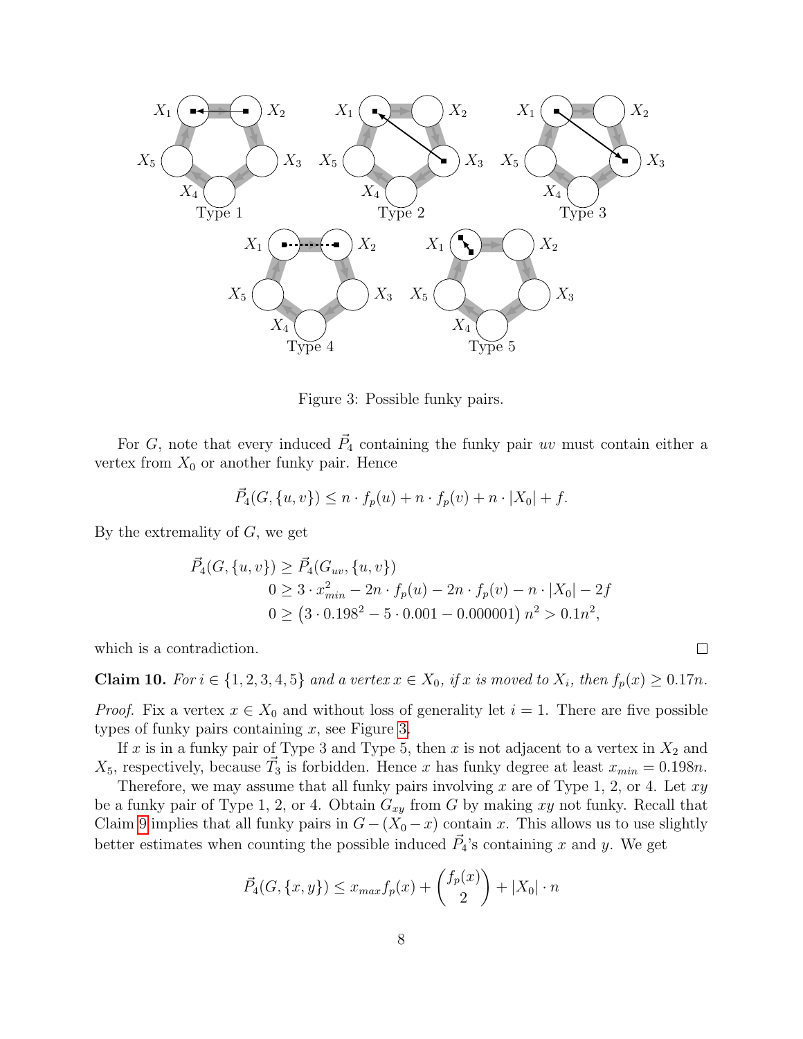Figure 3: Possible funky pairs.

For $G$, note that every induced $\vec{P}_4$ containing the funky pair $uv$ must contain either a vertex from $X_0$ or another funky pair. Hence

$$\vec{P}_4(G,\{u,v\}) \leq n \cdot f_p(u) + n \cdot f_p(v) + n \cdot |X_0| + f.$$

By the extremality of $G$, we get

$$\begin{aligned}
\vec{P}_4(G,\{u,v\}) &\geq \vec{P}_4(G_{uv},\{u,v\}) \\
0 &\geq 3 \cdot x_{min}^2 - 2n \cdot f_p(u) - 2n \cdot f_p(v) - n \cdot |X_0| - 2f \\
0 &\geq \left(3 \cdot 0.198^2 - 5 \cdot 0.001 - 0.000001\right) n^2 > 0.1n^2,
\end{aligned}$$

which is a contradiction. □

**Claim 10.** *For $i \in \{1,2,3,4,5\}$ and a vertex $x \in X_0$, if $x$ is moved to $X_i$, then $f_p(x) \geq 0.17n$.*

*Proof.* Fix a vertex $x \in X_0$ and without loss of generality let $i = 1$. There are five possible types of funky pairs containing $x$, see Figure 3.

If $x$ is in a funky pair of Type 3 and Type 5, then $x$ is not adjacent to a vertex in $X_2$ and $X_5$, respectively, because $\vec{T}_3$ is forbidden. Hence $x$ has funky degree at least $x_{min} = 0.198n$.

Therefore, we may assume that all funky pairs involving $x$ are of Type 1, 2, or 4. Let $xy$ be a funky pair of Type 1, 2, or 4. Obtain $G_{xy}$ from $G$ by making $xy$ not funky. Recall that Claim 9 implies that all funky pairs in $G - (X_0 - x)$ contain $x$. This allows us to use slightly better estimates when counting the possible induced $\vec{P}_4$'s containing $x$ and $y$. We get

$$\vec{P}_4(G,\{x,y\}) \leq x_{max} f_p(x) + \binom{f_p(x)}{2} + |X_0| \cdot n$$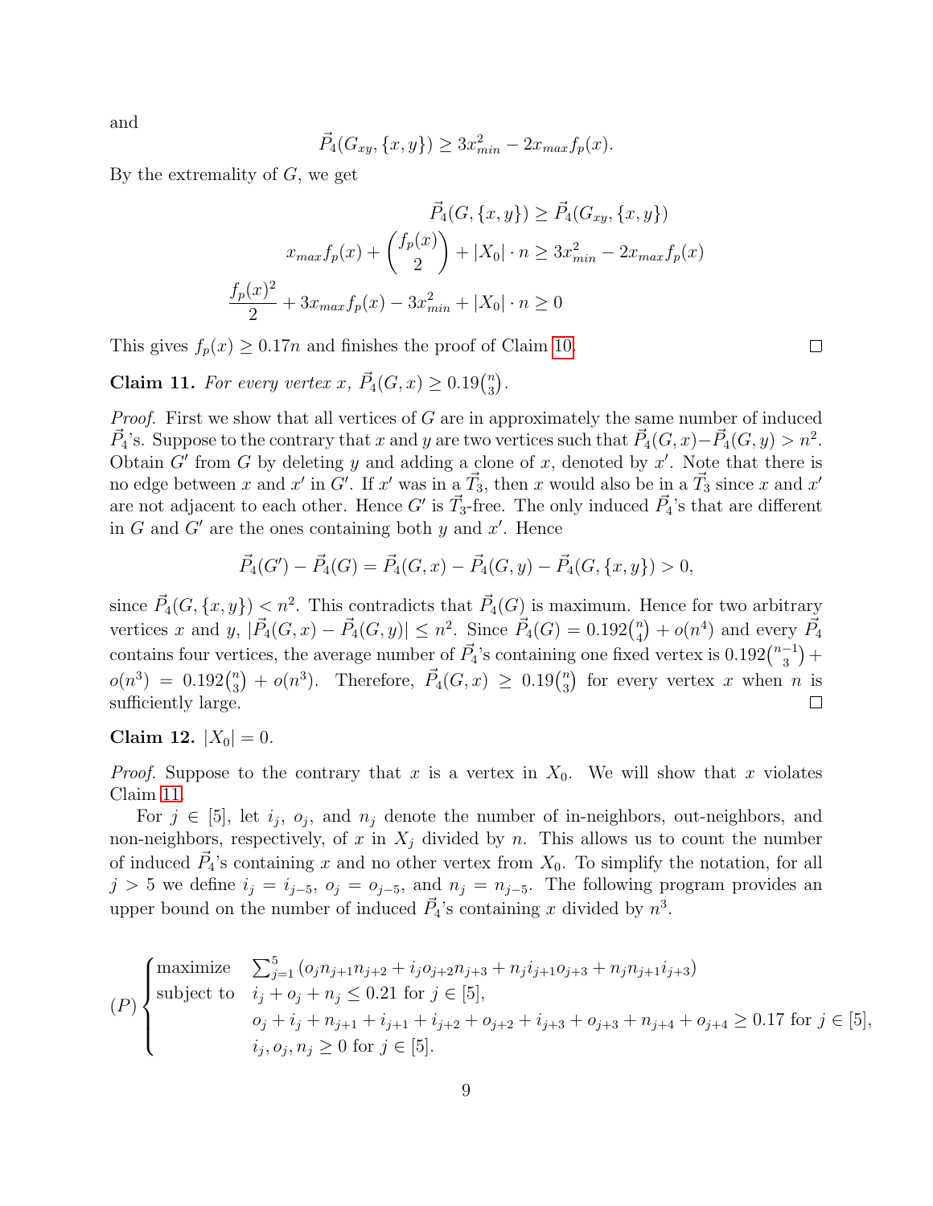and

$$\vec{P}_4(G_{xy}, \{x, y\}) \geq 3x_{min}^2 - 2x_{max}f_p(x).$$

By the extremality of $G$, we get

$$\vec{P}_4(G, \{x, y\}) \geq \vec{P}_4(G_{xy}, \{x, y\})$$

$$x_{max}f_p(x) + \binom{f_p(x)}{2} + |X_0| \cdot n \geq 3x_{min}^2 - 2x_{max}f_p(x)$$

$$\frac{f_p(x)^2}{2} + 3x_{max}f_p(x) - 3x_{min}^2 + |X_0| \cdot n \geq 0$$

This gives $f_p(x) \geq 0.17n$ and finishes the proof of Claim 10. □

**Claim 11.** *For every vertex $x$, $\vec{P}_4(G, x) \geq 0.19\binom{n}{3}$.*

*Proof.* First we show that all vertices of $G$ are in approximately the same number of induced $\vec{P}_4$'s. Suppose to the contrary that $x$ and $y$ are two vertices such that $\vec{P}_4(G, x) - \vec{P}_4(G, y) > n^2$. Obtain $G'$ from $G$ by deleting $y$ and adding a clone of $x$, denoted by $x'$. Note that there is no edge between $x$ and $x'$ in $G'$. If $x'$ was in a $\vec{T}_3$, then $x$ would also be in a $\vec{T}_3$ since $x$ and $x'$ are not adjacent to each other. Hence $G'$ is $\vec{T}_3$-free. The only induced $\vec{P}_4$'s that are different in $G$ and $G'$ are the ones containing both $y$ and $x'$. Hence

$$\vec{P}_4(G') - \vec{P}_4(G) = \vec{P}_4(G, x) - \vec{P}_4(G, y) - \vec{P}_4(G, \{x, y\}) > 0,$$

since $\vec{P}_4(G, \{x, y\}) < n^2$. This contradicts that $\vec{P}_4(G)$ is maximum. Hence for two arbitrary vertices $x$ and $y$, $|\vec{P}_4(G, x) - \vec{P}_4(G, y)| \leq n^2$. Since $\vec{P}_4(G) = 0.192\binom{n}{4} + o(n^4)$ and every $\vec{P}_4$ contains four vertices, the average number of $\vec{P}_4$'s containing one fixed vertex is $0.192\binom{n-1}{3} + o(n^3) = 0.192\binom{n}{3} + o(n^3)$. Therefore, $\vec{P}_4(G, x) \geq 0.19\binom{n}{3}$ for every vertex $x$ when $n$ is sufficiently large. □

**Claim 12.** $|X_0| = 0$.

*Proof.* Suppose to the contrary that $x$ is a vertex in $X_0$. We will show that $x$ violates Claim 11.

For $j \in [5]$, let $i_j$, $o_j$, and $n_j$ denote the number of in-neighbors, out-neighbors, and non-neighbors, respectively, of $x$ in $X_j$ divided by $n$. This allows us to count the number of induced $\vec{P}_4$'s containing $x$ and no other vertex from $X_0$. To simplify the notation, for all $j > 5$ we define $i_j = i_{j-5}$, $o_j = o_{j-5}$, and $n_j = n_{j-5}$. The following program provides an upper bound on the number of induced $\vec{P}_4$'s containing $x$ divided by $n^3$.

$$(P) \begin{cases} \text{maximize} & \sum_{j=1}^{5} \left( o_j n_{j+1} n_{j+2} + i_j o_{j+2} n_{j+3} + n_j i_{j+1} o_{j+3} + n_j n_{j+1} i_{j+3} \right) \\ \text{subject to} & i_j + o_j + n_j \leq 0.21 \text{ for } j \in [5], \\ & o_j + i_j + n_{j+1} + i_{j+1} + i_{j+2} + o_{j+2} + i_{j+3} + o_{j+3} + n_{j+4} + o_{j+4} \geq 0.17 \text{ for } j \in [5], \\ & i_j, o_j, n_j \geq 0 \text{ for } j \in [5]. \end{cases}$$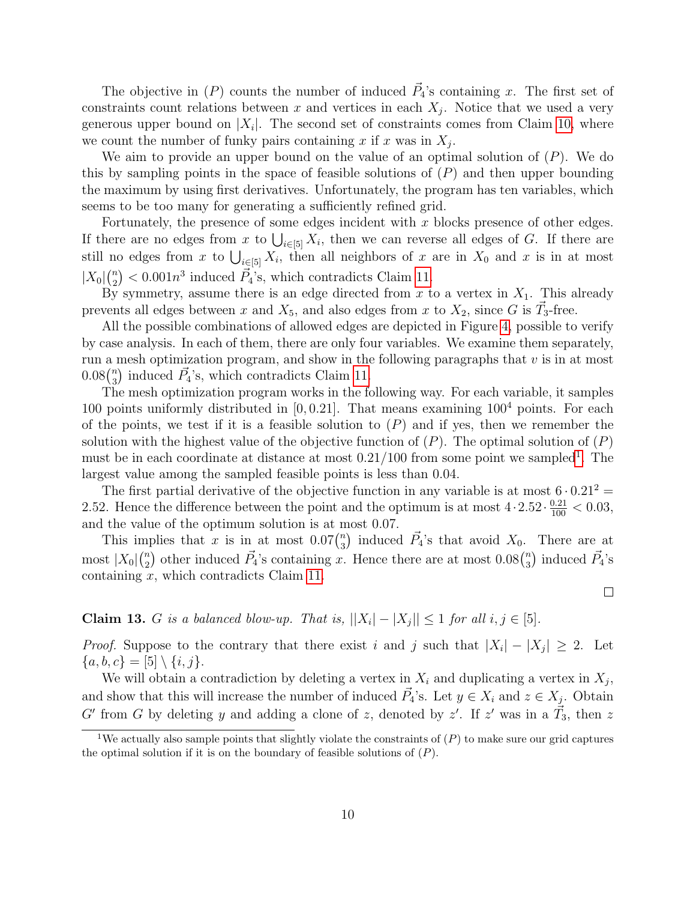The objective in $(P)$ counts the number of induced $\vec{P}_4$'s containing $x$. The first set of constraints count relations between $x$ and vertices in each $X_j$. Notice that we used a very generous upper bound on $|X_i|$. The second set of constraints comes from Claim 10, where we count the number of funky pairs containing $x$ if $x$ was in $X_j$.

We aim to provide an upper bound on the value of an optimal solution of $(P)$. We do this by sampling points in the space of feasible solutions of $(P)$ and then upper bounding the maximum by using first derivatives. Unfortunately, the program has ten variables, which seems to be too many for generating a sufficiently refined grid.

Fortunately, the presence of some edges incident with $x$ blocks presence of other edges. If there are no edges from $x$ to $\bigcup_{i\in[5]} X_i$, then we can reverse all edges of $G$. If there are still no edges from $x$ to $\bigcup_{i\in[5]} X_i$, then all neighbors of $x$ are in $X_0$ and $x$ is in at most $|X_0|\binom{n}{2} < 0.001n^3$ induced $\vec{P}_4$'s, which contradicts Claim 11.

By symmetry, assume there is an edge directed from $x$ to a vertex in $X_1$. This already prevents all edges between $x$ and $X_5$, and also edges from $x$ to $X_2$, since $G$ is $\vec{T}_3$-free.

All the possible combinations of allowed edges are depicted in Figure 4, possible to verify by case analysis. In each of them, there are only four variables. We examine them separately, run a mesh optimization program, and show in the following paragraphs that $v$ is in at most $0.08\binom{n}{3}$ induced $\vec{P}_4$'s, which contradicts Claim 11.

The mesh optimization program works in the following way. For each variable, it samples 100 points uniformly distributed in $[0, 0.21]$. That means examining $100^4$ points. For each of the points, we test if it is a feasible solution to $(P)$ and if yes, then we remember the solution with the highest value of the objective function of $(P)$. The optimal solution of $(P)$ must be in each coordinate at distance at most $0.21/100$ from some point we sampled[1]. The largest value among the sampled feasible points is less than 0.04.

The first partial derivative of the objective function in any variable is at most $6 \cdot 0.21^2 = 2.52$. Hence the difference between the point and the optimum is at most $4 \cdot 2.52 \cdot \frac{0.21}{100} < 0.03$, and the value of the optimum solution is at most 0.07.

This implies that $x$ is in at most $0.07\binom{n}{3}$ induced $\vec{P}_4$'s that avoid $X_0$. There are at most $|X_0|\binom{n}{2}$ other induced $\vec{P}_4$'s containing $x$. Hence there are at most $0.08\binom{n}{3}$ induced $\vec{P}_4$'s containing $x$, which contradicts Claim 11.

□

**Claim 13.** *$G$ is a balanced blow-up. That is, $||X_i| - |X_j|| \leq 1$ for all $i, j \in [5]$.*

*Proof.* Suppose to the contrary that there exist $i$ and $j$ such that $|X_i| - |X_j| \geq 2$. Let $\{a, b, c\} = [5] \setminus \{i, j\}$.

We will obtain a contradiction by deleting a vertex in $X_i$ and duplicating a vertex in $X_j$, and show that this will increase the number of induced $\vec{P}_4$'s. Let $y \in X_i$ and $z \in X_j$. Obtain $G'$ from $G$ by deleting $y$ and adding a clone of $z$, denoted by $z'$. If $z'$ was in a $\vec{T}_3$, then $z$

[1] We actually also sample points that slightly violate the constraints of $(P)$ to make sure our grid captures the optimal solution if it is on the boundary of feasible solutions of $(P)$.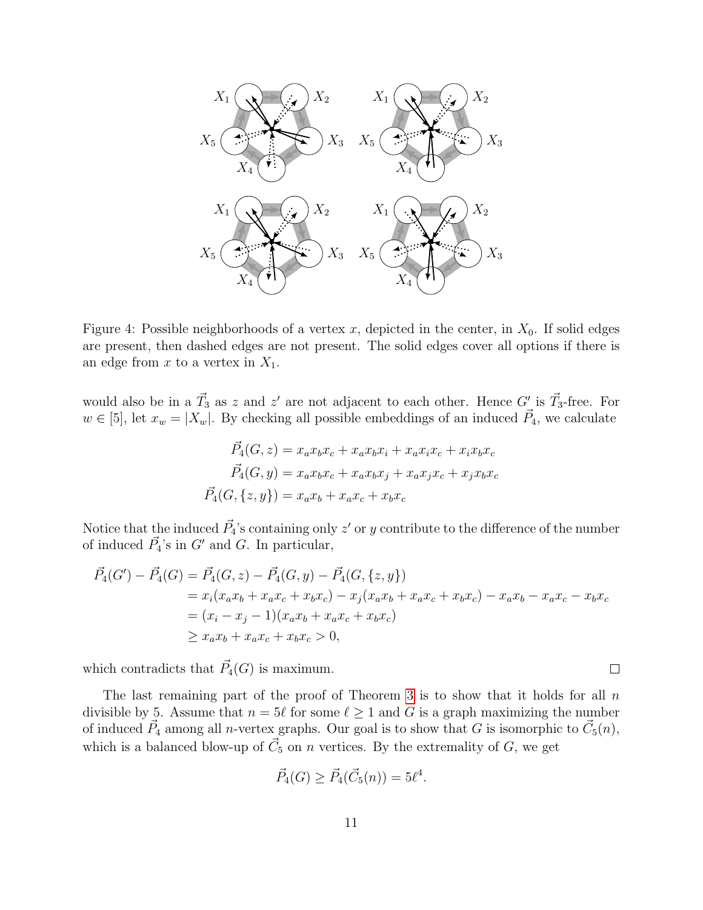Figure 4: Possible neighborhoods of a vertex $x$, depicted in the center, in $X_0$. If solid edges are present, then dashed edges are not present. The solid edges cover all options if there is an edge from $x$ to a vertex in $X_1$.

would also be in a $\vec{T}_3$ as $z$ and $z'$ are not adjacent to each other. Hence $G'$ is $\vec{T}_3$-free. For $w \in [5]$, let $x_w = |X_w|$. By checking all possible embeddings of an induced $\vec{P}_4$, we calculate

$$\vec{P}_4(G, z) = x_a x_b x_c + x_a x_b x_i + x_a x_i x_c + x_i x_b x_c$$
$$\vec{P}_4(G, y) = x_a x_b x_c + x_a x_b x_j + x_a x_j x_c + x_j x_b x_c$$
$$\vec{P}_4(G, \{z, y\}) = x_a x_b + x_a x_c + x_b x_c$$

Notice that the induced $\vec{P}_4$'s containing only $z'$ or $y$ contribute to the difference of the number of induced $\vec{P}_4$'s in $G'$ and $G$. In particular,

$$\begin{aligned}
\vec{P}_4(G') - \vec{P}_4(G) &= \vec{P}_4(G, z) - \vec{P}_4(G, y) - \vec{P}_4(G, \{z, y\}) \\
&= x_i(x_a x_b + x_a x_c + x_b x_c) - x_j(x_a x_b + x_a x_c + x_b x_c) - x_a x_b - x_a x_c - x_b x_c \\
&= (x_i - x_j - 1)(x_a x_b + x_a x_c + x_b x_c) \\
&\geq x_a x_b + x_a x_c + x_b x_c > 0,
\end{aligned}$$

which contradicts that $\vec{P}_4(G)$ is maximum. $\square$

The last remaining part of the proof of Theorem 3 is to show that it holds for all $n$ divisible by 5. Assume that $n = 5\ell$ for some $\ell \geq 1$ and $G$ is a graph maximizing the number of induced $\vec{P}_4$ among all $n$-vertex graphs. Our goal is to show that $G$ is isomorphic to $\vec{C}_5(n)$, which is a balanced blow-up of $\vec{C}_5$ on $n$ vertices. By the extremality of $G$, we get

$$\vec{P}_4(G) \geq \vec{P}_4(\vec{C}_5(n)) = 5\ell^4.$$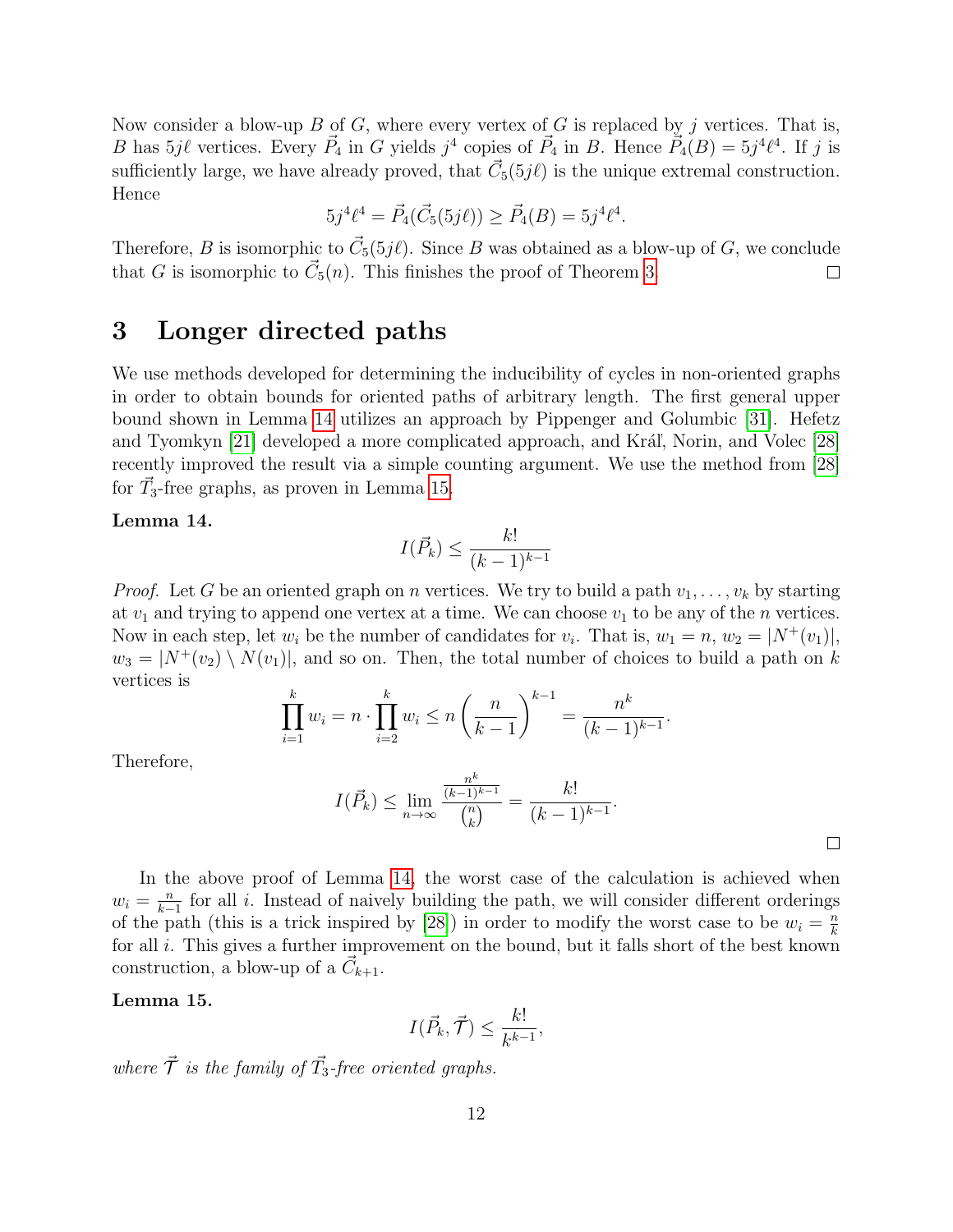Now consider a blow-up $B$ of $G$, where every vertex of $G$ is replaced by $j$ vertices. That is, $B$ has $5j\ell$ vertices. Every $\vec{P}_4$ in $G$ yields $j^4$ copies of $\vec{P}_4$ in $B$. Hence $\vec{P}_4(B) = 5j^4\ell^4$. If $j$ is sufficiently large, we have already proved, that $\vec{C}_5(5j\ell)$ is the unique extremal construction. Hence

$$5j^4\ell^4 = \vec{P}_4(\vec{C}_5(5j\ell)) \geq \vec{P}_4(B) = 5j^4\ell^4.$$

Therefore, $B$ is isomorphic to $\vec{C}_5(5j\ell)$. Since $B$ was obtained as a blow-up of $G$, we conclude that $G$ is isomorphic to $\vec{C}_5(n)$. This finishes the proof of Theorem 3. □

## 3 Longer directed paths

We use methods developed for determining the inducibility of cycles in non-oriented graphs in order to obtain bounds for oriented paths of arbitrary length. The first general upper bound shown in Lemma 14 utilizes an approach by Pippenger and Golumbic [31]. Hefetz and Tyomkyn [21] developed a more complicated approach, and Kráľ, Norin, and Volec [28] recently improved the result via a simple counting argument. We use the method from [28] for $\vec{T}_3$-free graphs, as proven in Lemma 15.

**Lemma 14.**

$$I(\vec{P}_k) \leq \frac{k!}{(k-1)^{k-1}}$$

*Proof.* Let $G$ be an oriented graph on $n$ vertices. We try to build a path $v_1, \ldots, v_k$ by starting at $v_1$ and trying to append one vertex at a time. We can choose $v_1$ to be any of the $n$ vertices. Now in each step, let $w_i$ be the number of candidates for $v_i$. That is, $w_1 = n$, $w_2 = |N^+(v_1)|$, $w_3 = |N^+(v_2) \setminus N(v_1)|$, and so on. Then, the total number of choices to build a path on $k$ vertices is

$$\prod_{i=1}^{k} w_i = n \cdot \prod_{i=2}^{k} w_i \leq n\left(\frac{n}{k-1}\right)^{k-1} = \frac{n^k}{(k-1)^{k-1}}.$$

Therefore,

$$I(\vec{P}_k) \leq \lim_{n\to\infty} \frac{\frac{n^k}{(k-1)^{k-1}}}{\binom{n}{k}} = \frac{k!}{(k-1)^{k-1}}.$$

□

In the above proof of Lemma 14, the worst case of the calculation is achieved when $w_i = \frac{n}{k-1}$ for all $i$. Instead of naively building the path, we will consider different orderings of the path (this is a trick inspired by [28]) in order to modify the worst case to be $w_i = \frac{n}{k}$ for all $i$. This gives a further improvement on the bound, but it falls short of the best known construction, a blow-up of a $\vec{C}_{k+1}$.

**Lemma 15.**

$$I(\vec{P}_k, \vec{\mathcal{T}}) \leq \frac{k!}{k^{k-1}},$$

*where $\vec{\mathcal{T}}$ is the family of $\vec{T}_3$-free oriented graphs.*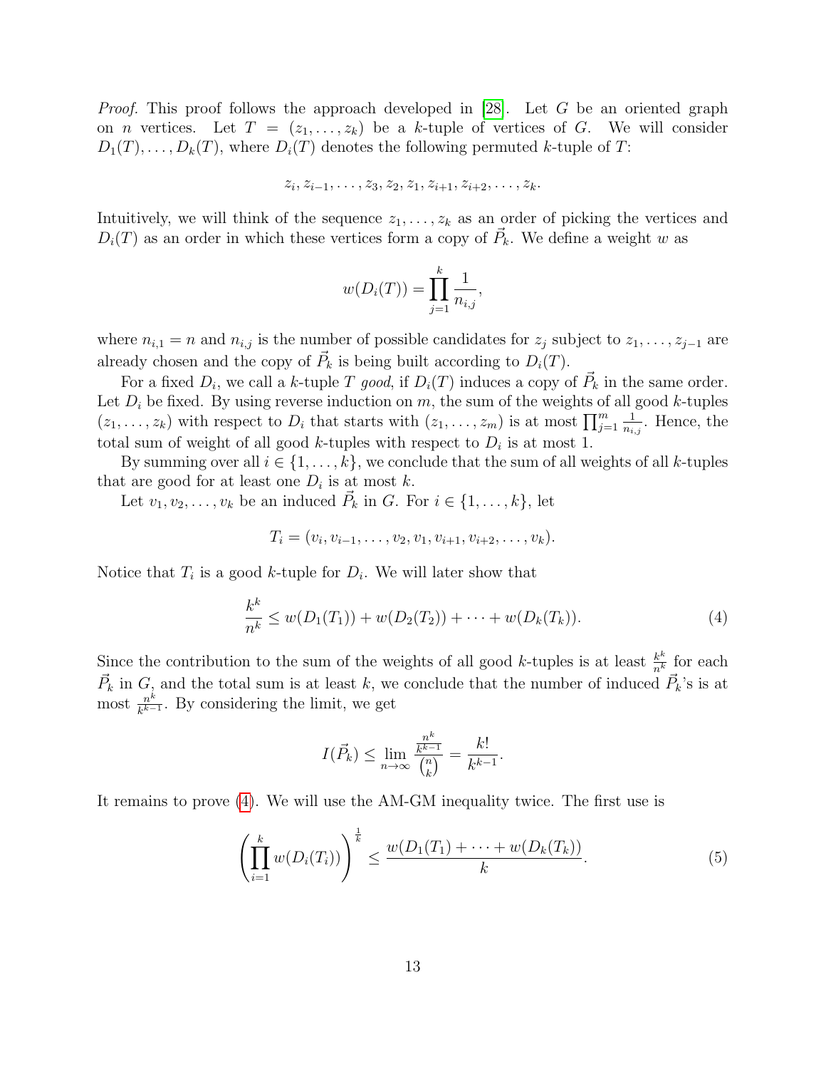*Proof.* This proof follows the approach developed in [28]. Let $G$ be an oriented graph on $n$ vertices. Let $T = (z_1, \ldots, z_k)$ be a $k$-tuple of vertices of $G$. We will consider $D_1(T), \ldots, D_k(T)$, where $D_i(T)$ denotes the following permuted $k$-tuple of $T$:

$$z_i, z_{i-1}, \ldots, z_3, z_2, z_1, z_{i+1}, z_{i+2}, \ldots, z_k.$$

Intuitively, we will think of the sequence $z_1, \ldots, z_k$ as an order of picking the vertices and $D_i(T)$ as an order in which these vertices form a copy of $\vec{P}_k$. We define a weight $w$ as

$$w(D_i(T)) = \prod_{j=1}^{k} \frac{1}{n_{i,j}},$$

where $n_{i,1} = n$ and $n_{i,j}$ is the number of possible candidates for $z_j$ subject to $z_1, \ldots, z_{j-1}$ are already chosen and the copy of $\vec{P}_k$ is being built according to $D_i(T)$.

For a fixed $D_i$, we call a $k$-tuple $T$ *good*, if $D_i(T)$ induces a copy of $\vec{P}_k$ in the same order. Let $D_i$ be fixed. By using reverse induction on $m$, the sum of the weights of all good $k$-tuples $(z_1, \ldots, z_k)$ with respect to $D_i$ that starts with $(z_1, \ldots, z_m)$ is at most $\prod_{j=1}^{m} \frac{1}{n_{i,j}}$. Hence, the total sum of weight of all good $k$-tuples with respect to $D_i$ is at most 1.

By summing over all $i \in \{1, \ldots, k\}$, we conclude that the sum of all weights of all $k$-tuples that are good for at least one $D_i$ is at most $k$.

Let $v_1, v_2, \ldots, v_k$ be an induced $\vec{P}_k$ in $G$. For $i \in \{1, \ldots, k\}$, let

$$T_i = (v_i, v_{i-1}, \ldots, v_2, v_1, v_{i+1}, v_{i+2}, \ldots, v_k).$$

Notice that $T_i$ is a good $k$-tuple for $D_i$. We will later show that

$$\frac{k^k}{n^k} \leq w(D_1(T_1)) + w(D_2(T_2)) + \cdots + w(D_k(T_k)). \tag{4}$$

Since the contribution to the sum of the weights of all good $k$-tuples is at least $\frac{k^k}{n^k}$ for each $\vec{P}_k$ in $G$, and the total sum is at least $k$, we conclude that the number of induced $\vec{P}_k$'s is at most $\frac{n^k}{k^{k-1}}$. By considering the limit, we get

$$I(\vec{P}_k) \leq \lim_{n \to \infty} \frac{\frac{n^k}{k^{k-1}}}{\binom{n}{k}} = \frac{k!}{k^{k-1}}.$$

It remains to prove (4). We will use the AM-GM inequality twice. The first use is

$$\left( \prod_{i=1}^{k} w(D_i(T_i)) \right)^{\frac{1}{k}} \leq \frac{w(D_1(T_1) + \cdots + w(D_k(T_k))}{k}. \tag{5}$$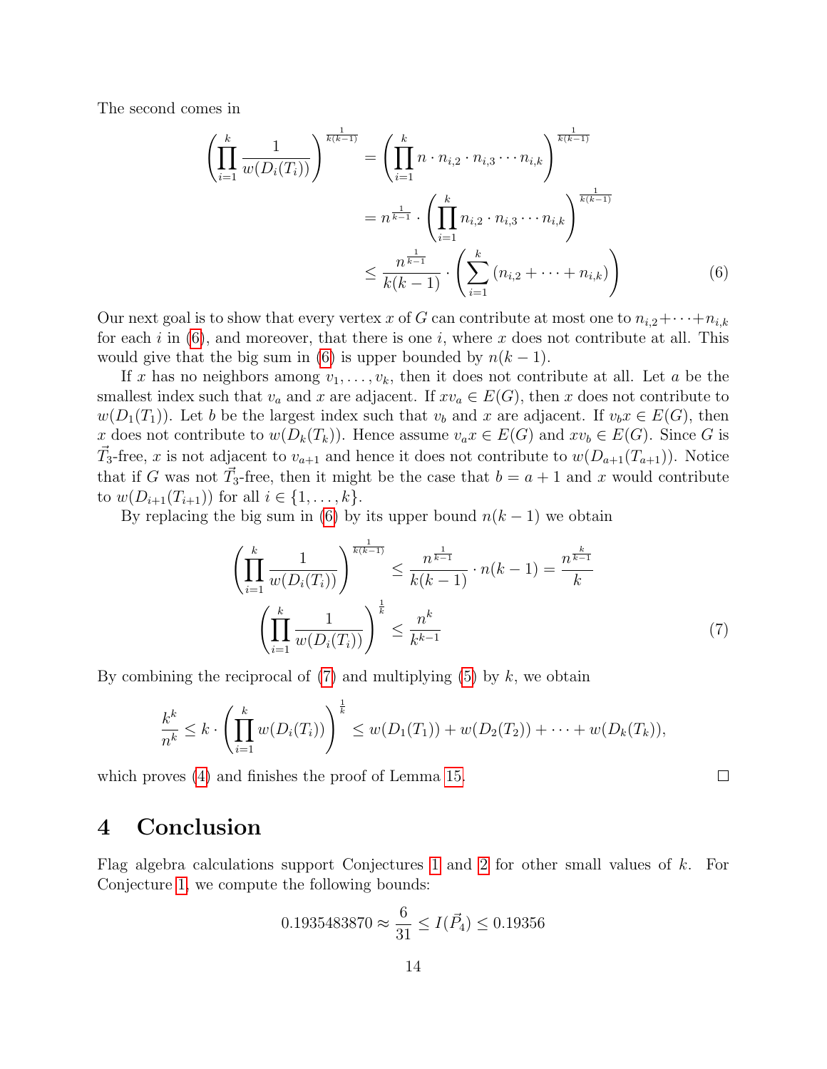The second comes in

$$
\begin{aligned}
\left(\prod_{i=1}^{k} \frac{1}{w(D_i(T_i))}\right)^{\frac{1}{k(k-1)}} &= \left(\prod_{i=1}^{k} n \cdot n_{i,2} \cdot n_{i,3} \cdots n_{i,k}\right)^{\frac{1}{k(k-1)}} \\
&= n^{\frac{1}{k-1}} \cdot \left(\prod_{i=1}^{k} n_{i,2} \cdot n_{i,3} \cdots n_{i,k}\right)^{\frac{1}{k(k-1)}} \\
&\leq \frac{n^{\frac{1}{k-1}}}{k(k-1)} \cdot \left(\sum_{i=1}^{k} (n_{i,2} + \cdots + n_{i,k})\right) \qquad (6)
\end{aligned}
$$

Our next goal is to show that every vertex $x$ of $G$ can contribute at most one to $n_{i,2}+\cdots+n_{i,k}$ for each $i$ in (6), and moreover, that there is one $i$, where $x$ does not contribute at all. This would give that the big sum in (6) is upper bounded by $n(k-1)$.

If $x$ has no neighbors among $v_1, \ldots, v_k$, then it does not contribute at all. Let $a$ be the smallest index such that $v_a$ and $x$ are adjacent. If $xv_a \in E(G)$, then $x$ does not contribute to $w(D_1(T_1))$. Let $b$ be the largest index such that $v_b$ and $x$ are adjacent. If $v_bx \in E(G)$, then $x$ does not contribute to $w(D_k(T_k))$. Hence assume $v_ax \in E(G)$ and $xv_b \in E(G)$. Since $G$ is $\vec{T}_3$-free, $x$ is not adjacent to $v_{a+1}$ and hence it does not contribute to $w(D_{a+1}(T_{a+1}))$. Notice that if $G$ was not $\vec{T}_3$-free, then it might be the case that $b = a+1$ and $x$ would contribute to $w(D_{i+1}(T_{i+1}))$ for all $i \in \{1, \ldots, k\}$.

By replacing the big sum in (6) by its upper bound $n(k-1)$ we obtain

$$
\begin{aligned}
\left(\prod_{i=1}^{k} \frac{1}{w(D_i(T_i))}\right)^{\frac{1}{k(k-1)}} &\leq \frac{n^{\frac{1}{k-1}}}{k(k-1)} \cdot n(k-1) = \frac{n^{\frac{k}{k-1}}}{k} \\
\left(\prod_{i=1}^{k} \frac{1}{w(D_i(T_i))}\right)^{\frac{1}{k}} &\leq \frac{n^k}{k^{k-1}} \qquad (7)
\end{aligned}
$$

By combining the reciprocal of (7) and multiplying (5) by $k$, we obtain

$$
\frac{k^k}{n^k} \leq k \cdot \left(\prod_{i=1}^{k} w(D_i(T_i))\right)^{\frac{1}{k}} \leq w(D_1(T_1)) + w(D_2(T_2)) + \cdots + w(D_k(T_k)),
$$

which proves (4) and finishes the proof of Lemma 15. □

# 4 Conclusion

Flag algebra calculations support Conjectures 1 and 2 for other small values of $k$. For Conjecture 1, we compute the following bounds:

$$
0.1935483870 \approx \frac{6}{31} \leq I(\vec{P}_4) \leq 0.19356
$$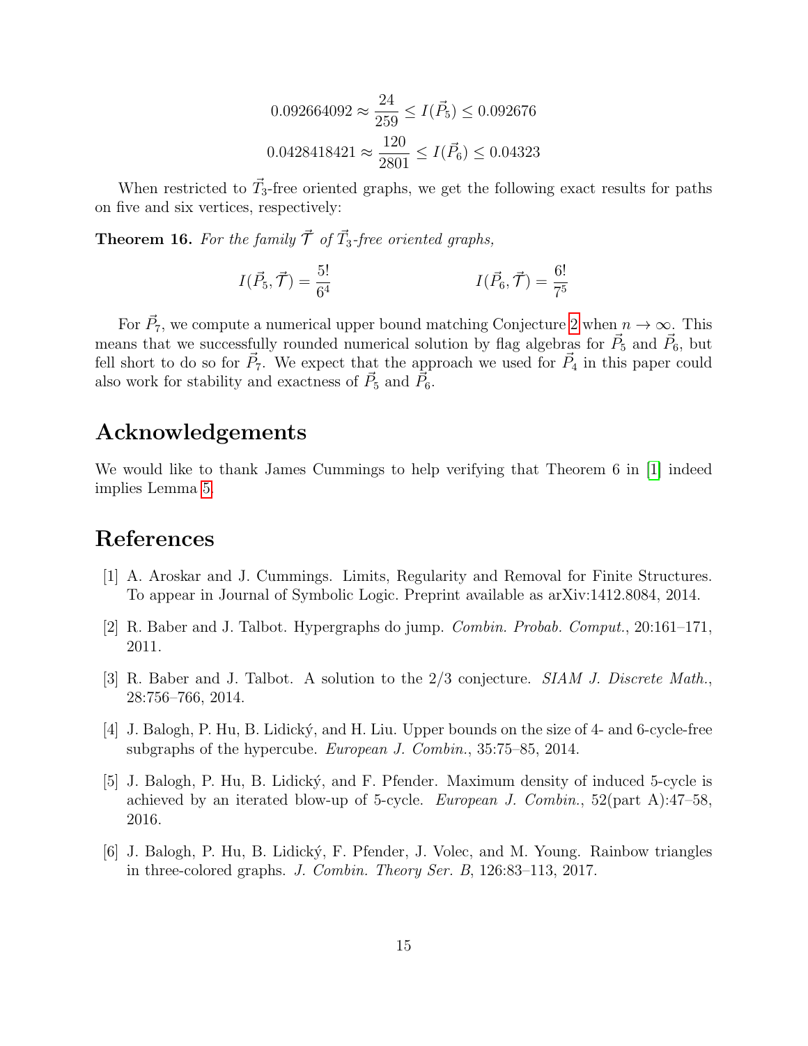$$0.092664092 \approx \frac{24}{259} \leq I(\vec{P}_5) \leq 0.092676$$
$$0.0428418421 \approx \frac{120}{2801} \leq I(\vec{P}_6) \leq 0.04323$$

When restricted to $\vec{T}_3$-free oriented graphs, we get the following exact results for paths on five and six vertices, respectively:

**Theorem 16.** *For the family $\vec{\mathcal{T}}$ of $\vec{T}_3$-free oriented graphs,*

$$I(\vec{P}_5, \vec{\mathcal{T}}) = \frac{5!}{6^4} \qquad\qquad I(\vec{P}_6, \vec{\mathcal{T}}) = \frac{6!}{7^5}$$

For $\vec{P}_7$, we compute a numerical upper bound matching Conjecture 2 when $n \to \infty$. This means that we successfully rounded numerical solution by flag algebras for $\vec{P}_5$ and $\vec{P}_6$, but fell short to do so for $\vec{P}_7$. We expect that the approach we used for $\vec{P}_4$ in this paper could also work for stability and exactness of $\vec{P}_5$ and $\vec{P}_6$.

## Acknowledgements

We would like to thank James Cummings to help verifying that Theorem 6 in [1] indeed implies Lemma 5.

## References

[1] A. Aroskar and J. Cummings. Limits, Regularity and Removal for Finite Structures. To appear in Journal of Symbolic Logic. Preprint available as arXiv:1412.8084, 2014.

[2] R. Baber and J. Talbot. Hypergraphs do jump. *Combin. Probab. Comput.*, 20:161–171, 2011.

[3] R. Baber and J. Talbot. A solution to the 2/3 conjecture. *SIAM J. Discrete Math.*, 28:756–766, 2014.

[4] J. Balogh, P. Hu, B. Lidický, and H. Liu. Upper bounds on the size of 4- and 6-cycle-free subgraphs of the hypercube. *European J. Combin.*, 35:75–85, 2014.

[5] J. Balogh, P. Hu, B. Lidický, and F. Pfender. Maximum density of induced 5-cycle is achieved by an iterated blow-up of 5-cycle. *European J. Combin.*, 52(part A):47–58, 2016.

[6] J. Balogh, P. Hu, B. Lidický, F. Pfender, J. Volec, and M. Young. Rainbow triangles in three-colored graphs. *J. Combin. Theory Ser. B*, 126:83–113, 2017.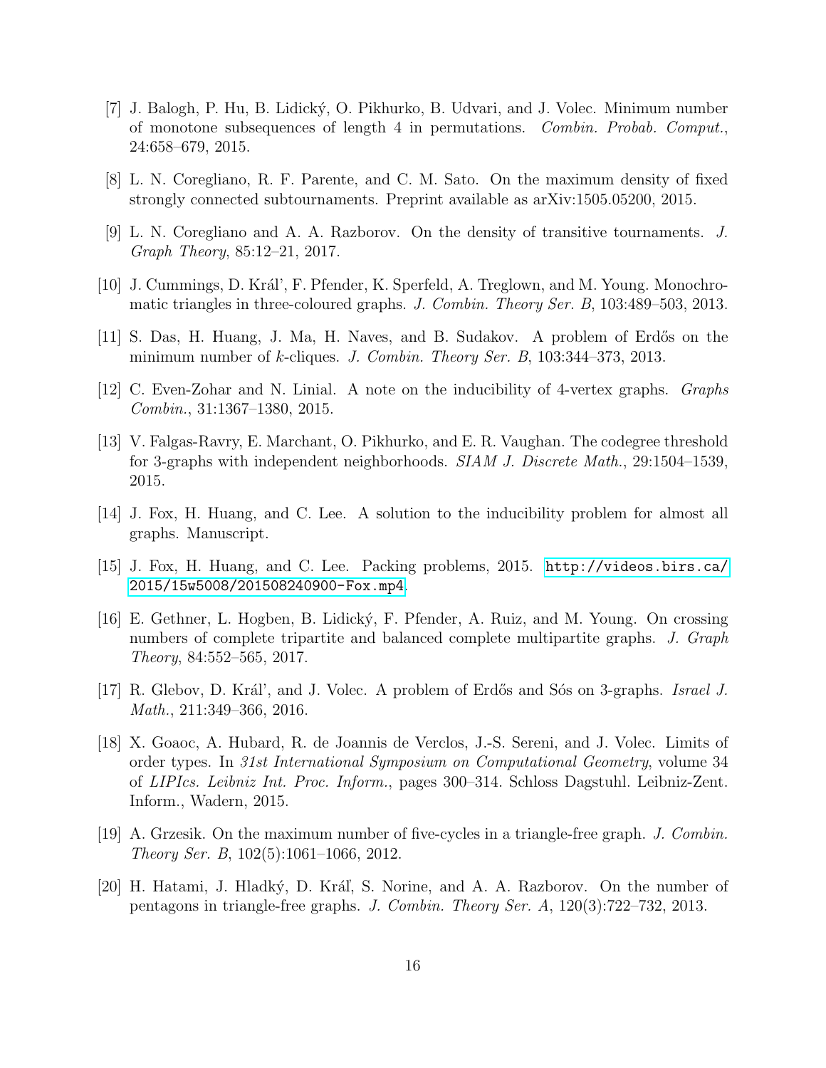[7] J. Balogh, P. Hu, B. Lidický, O. Pikhurko, B. Udvari, and J. Volec. Minimum number of monotone subsequences of length 4 in permutations. *Combin. Probab. Comput.*, 24:658–679, 2015.

[8] L. N. Coregliano, R. F. Parente, and C. M. Sato. On the maximum density of fixed strongly connected subtournaments. Preprint available as arXiv:1505.05200, 2015.

[9] L. N. Coregliano and A. A. Razborov. On the density of transitive tournaments. *J. Graph Theory*, 85:12–21, 2017.

[10] J. Cummings, D. Král', F. Pfender, K. Sperfeld, A. Treglown, and M. Young. Monochromatic triangles in three-coloured graphs. *J. Combin. Theory Ser. B*, 103:489–503, 2013.

[11] S. Das, H. Huang, J. Ma, H. Naves, and B. Sudakov. A problem of Erdős on the minimum number of $k$-cliques. *J. Combin. Theory Ser. B*, 103:344–373, 2013.

[12] C. Even-Zohar and N. Linial. A note on the inducibility of 4-vertex graphs. *Graphs Combin.*, 31:1367–1380, 2015.

[13] V. Falgas-Ravry, E. Marchant, O. Pikhurko, and E. R. Vaughan. The codegree threshold for 3-graphs with independent neighborhoods. *SIAM J. Discrete Math.*, 29:1504–1539, 2015.

[14] J. Fox, H. Huang, and C. Lee. A solution to the inducibility problem for almost all graphs. Manuscript.

[15] J. Fox, H. Huang, and C. Lee. Packing problems, 2015. http://videos.birs.ca/2015/15w5008/201508240900-Fox.mp4.

[16] E. Gethner, L. Hogben, B. Lidický, F. Pfender, A. Ruiz, and M. Young. On crossing numbers of complete tripartite and balanced complete multipartite graphs. *J. Graph Theory*, 84:552–565, 2017.

[17] R. Glebov, D. Král', and J. Volec. A problem of Erdős and Sós on 3-graphs. *Israel J. Math.*, 211:349–366, 2016.

[18] X. Goaoc, A. Hubard, R. de Joannis de Verclos, J.-S. Sereni, and J. Volec. Limits of order types. In *31st International Symposium on Computational Geometry*, volume 34 of *LIPIcs. Leibniz Int. Proc. Inform.*, pages 300–314. Schloss Dagstuhl. Leibniz-Zent. Inform., Wadern, 2015.

[19] A. Grzesik. On the maximum number of five-cycles in a triangle-free graph. *J. Combin. Theory Ser. B*, 102(5):1061–1066, 2012.

[20] H. Hatami, J. Hladký, D. Kráľ, S. Norine, and A. A. Razborov. On the number of pentagons in triangle-free graphs. *J. Combin. Theory Ser. A*, 120(3):722–732, 2013.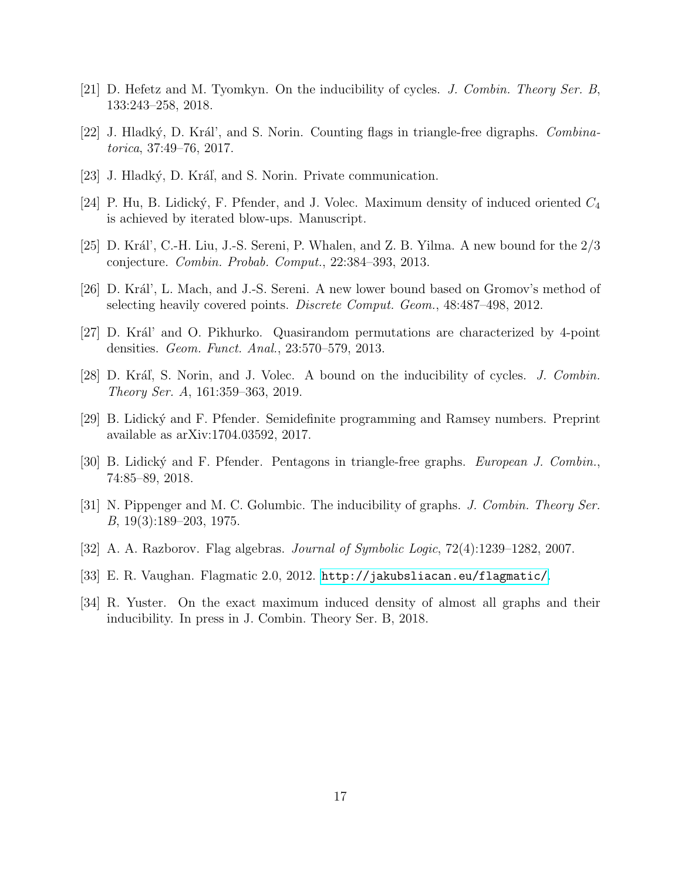[21] D. Hefetz and M. Tyomkyn. On the inducibility of cycles. *J. Combin. Theory Ser. B*, 133:243–258, 2018.

[22] J. Hladký, D. Král', and S. Norin. Counting flags in triangle-free digraphs. *Combinatorica*, 37:49–76, 2017.

[23] J. Hladký, D. Kráľ, and S. Norin. Private communication.

[24] P. Hu, B. Lidický, F. Pfender, and J. Volec. Maximum density of induced oriented $C_4$ is achieved by iterated blow-ups. Manuscript.

[25] D. Král', C.-H. Liu, J.-S. Sereni, P. Whalen, and Z. B. Yilma. A new bound for the 2/3 conjecture. *Combin. Probab. Comput.*, 22:384–393, 2013.

[26] D. Král', L. Mach, and J.-S. Sereni. A new lower bound based on Gromov's method of selecting heavily covered points. *Discrete Comput. Geom.*, 48:487–498, 2012.

[27] D. Král' and O. Pikhurko. Quasirandom permutations are characterized by 4-point densities. *Geom. Funct. Anal.*, 23:570–579, 2013.

[28] D. Kráľ, S. Norin, and J. Volec. A bound on the inducibility of cycles. *J. Combin. Theory Ser. A*, 161:359–363, 2019.

[29] B. Lidický and F. Pfender. Semidefinite programming and Ramsey numbers. Preprint available as arXiv:1704.03592, 2017.

[30] B. Lidický and F. Pfender. Pentagons in triangle-free graphs. *European J. Combin.*, 74:85–89, 2018.

[31] N. Pippenger and M. C. Golumbic. The inducibility of graphs. *J. Combin. Theory Ser. B*, 19(3):189–203, 1975.

[32] A. A. Razborov. Flag algebras. *Journal of Symbolic Logic*, 72(4):1239–1282, 2007.

[33] E. R. Vaughan. Flagmatic 2.0, 2012. http://jakubsliacan.eu/flagmatic/.

[34] R. Yuster. On the exact maximum induced density of almost all graphs and their inducibility. In press in J. Combin. Theory Ser. B, 2018.